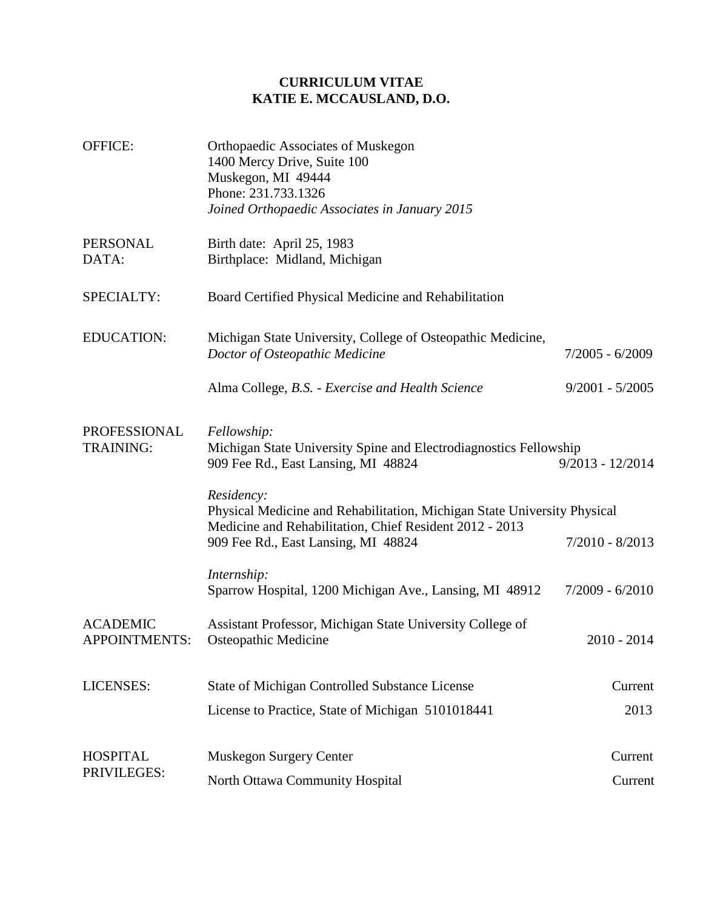# CURRICULUM VITAE
# KATIE E. MCCAUSLAND, D.O.

**OFFICE:**

Orthopaedic Associates of Muskegon
1400 Mercy Drive, Suite 100
Muskegon, MI 49444
Phone: 231.733.1326
*Joined Orthopaedic Associates in January 2015*

**PERSONAL DATA:**

Birth date: April 25, 1983
Birthplace: Midland, Michigan

**SPECIALTY:**

Board Certified Physical Medicine and Rehabilitation

**EDUCATION:**

Michigan State University, College of Osteopathic Medicine, *Doctor of Osteopathic Medicine* — 7/2005 - 6/2009

Alma College, *B.S. - Exercise and Health Science* — 9/2001 - 5/2005

**PROFESSIONAL TRAINING:**

*Fellowship:*
Michigan State University Spine and Electrodiagnostics Fellowship
909 Fee Rd., East Lansing, MI 48824 — 9/2013 - 12/2014

*Residency:*
Physical Medicine and Rehabilitation, Michigan State University Physical Medicine and Rehabilitation, Chief Resident 2012 - 2013
909 Fee Rd., East Lansing, MI 48824 — 7/2010 - 8/2013

*Internship:*
Sparrow Hospital, 1200 Michigan Ave., Lansing, MI 48912 — 7/2009 - 6/2010

**ACADEMIC APPOINTMENTS:**

Assistant Professor, Michigan State University College of Osteopathic Medicine — 2010 - 2014

**LICENSES:**

State of Michigan Controlled Substance License — Current

License to Practice, State of Michigan 5101018441 — 2013

**HOSPITAL PRIVILEGES:**

Muskegon Surgery Center — Current

North Ottawa Community Hospital — Current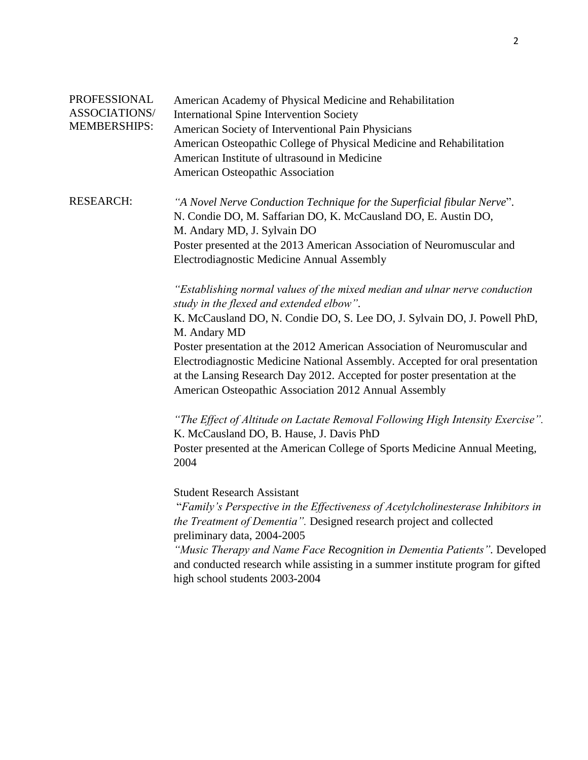**PROFESSIONAL ASSOCIATIONS/ MEMBERSHIPS:**

American Academy of Physical Medicine and Rehabilitation
International Spine Intervention Society
American Society of Interventional Pain Physicians
American Osteopathic College of Physical Medicine and Rehabilitation
American Institute of ultrasound in Medicine
American Osteopathic Association

**RESEARCH:**

*"A Novel Nerve Conduction Technique for the Superficial fibular Nerve*".
N. Condie DO, M. Saffarian DO, K. McCausland DO, E. Austin DO, M. Andary MD, J. Sylvain DO
Poster presented at the 2013 American Association of Neuromuscular and Electrodiagnostic Medicine Annual Assembly

*"Establishing normal values of the mixed median and ulnar nerve conduction study in the flexed and extended elbow"*.
K. McCausland DO, N. Condie DO, S. Lee DO, J. Sylvain DO, J. Powell PhD, M. Andary MD
Poster presentation at the 2012 American Association of Neuromuscular and Electrodiagnostic Medicine National Assembly. Accepted for oral presentation at the Lansing Research Day 2012. Accepted for poster presentation at the American Osteopathic Association 2012 Annual Assembly

*"The Effect of Altitude on Lactate Removal Following High Intensity Exercise".*
K. McCausland DO, B. Hause, J. Davis PhD
Poster presented at the American College of Sports Medicine Annual Meeting, 2004

Student Research Assistant
"*Family's Perspective in the Effectiveness of Acetylcholinesterase Inhibitors in the Treatment of Dementia".* Designed research project and collected preliminary data, 2004-2005
*"Music Therapy and Name Face Recognition in Dementia Patients".* Developed and conducted research while assisting in a summer institute program for gifted high school students 2003-2004